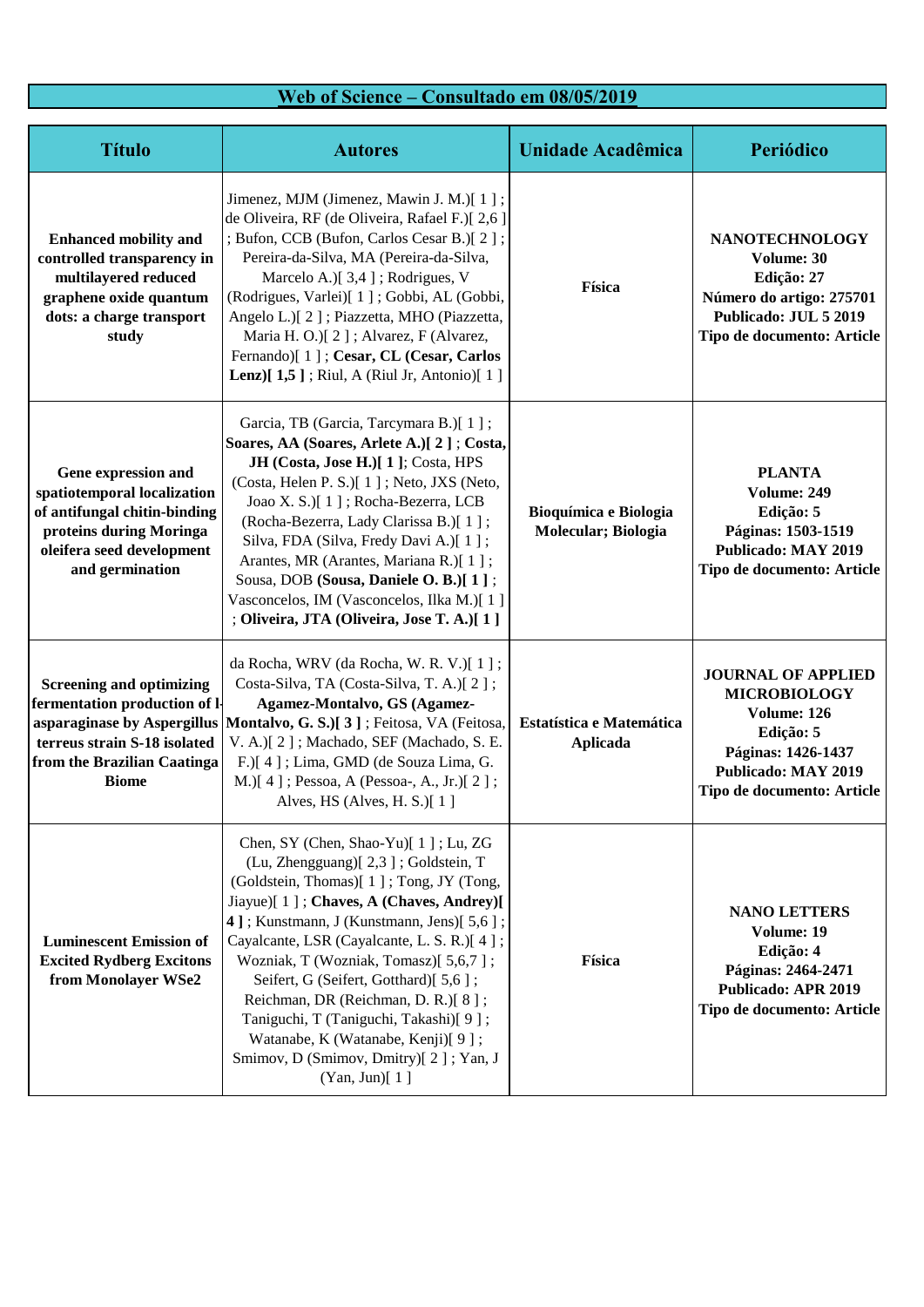## Web of Science – Consultado em 08/05/2019

| Título | Autores | Unidade Acadêmica | Periódico |
|---|---|---|---|
| **Enhanced mobility and controlled transparency in multilayered reduced graphene oxide quantum dots: a charge transport study** | Jimenez, MJM (Jimenez, Mawin J. M.)[ 1 ] ; de Oliveira, RF (de Oliveira, Rafael F.)[ 2,6 ] ; Bufon, CCB (Bufon, Carlos Cesar B.)[ 2 ] ; Pereira-da-Silva, MA (Pereira-da-Silva, Marcelo A.)[ 3,4 ] ; Rodrigues, V (Rodrigues, Varlei)[ 1 ] ; Gobbi, AL (Gobbi, Angelo L.)[ 2 ] ; Piazzetta, MHO (Piazzetta, Maria H. O.)[ 2 ] ; Alvarez, F (Alvarez, Fernando)[ 1 ] ; **Cesar, CL (Cesar, Carlos Lenz)[ 1,5 ]** ; Riul, A (Riul Jr, Antonio)[ 1 ] | **Física** | **NANOTECHNOLOGY Volume: 30 Edição: 27 Número do artigo: 275701 Publicado: JUL 5 2019 Tipo de documento: Article** |
| **Gene expression and spatiotemporal localization of antifungal chitin-binding proteins during Moringa oleifera seed development and germination** | Garcia, TB (Garcia, Tarcymara B.)[ 1 ] ; **Soares, AA (Soares, Arlete A.)[ 2 ]** ; **Costa, JH (Costa, Jose H.)[ 1 ]**; Costa, HPS (Costa, Helen P. S.)[ 1 ] ; Neto, JXS (Neto, Joao X. S.)[ 1 ] ; Rocha-Bezerra, LCB (Rocha-Bezerra, Lady Clarissa B.)[ 1 ] ; Silva, FDA (Silva, Fredy Davi A.)[ 1 ] ; Arantes, MR (Arantes, Mariana R.)[ 1 ] ; Sousa, DOB **(Sousa, Daniele O. B.)[ 1 ]** ; Vasconcelos, IM (Vasconcelos, Ilka M.)[ 1 ] ; **Oliveira, JTA (Oliveira, Jose T. A.)[ 1 ]** | **Bioquímica e Biologia Molecular; Biologia** | **PLANTA Volume: 249 Edição: 5 Páginas: 1503-1519 Publicado: MAY 2019 Tipo de documento: Article** |
| **Screening and optimizing fermentation production of l-asparaginase by Aspergillus terreus strain S-18 isolated from the Brazilian Caatinga Biome** | da Rocha, WRV (da Rocha, W. R. V.)[ 1 ] ; Costa-Silva, TA (Costa-Silva, T. A.)[ 2 ] ; **Agamez-Montalvo, GS (Agamez-Montalvo, G. S.)[ 3 ]** ; Feitosa, VA (Feitosa, V. A.)[ 2 ] ; Machado, SEF (Machado, S. E. F.)[ 4 ] ; Lima, GMD (de Souza Lima, G. M.)[ 4 ] ; Pessoa, A (Pessoa-, A., Jr.)[ 2 ] ; Alves, HS (Alves, H. S.)[ 1 ] | **Estatística e Matemática Aplicada** | **JOURNAL OF APPLIED MICROBIOLOGY Volume: 126 Edição: 5 Páginas: 1426-1437 Publicado: MAY 2019 Tipo de documento: Article** |
| **Luminescent Emission of Excited Rydberg Excitons from Monolayer WSe2** | Chen, SY (Chen, Shao-Yu)[ 1 ] ; Lu, ZG (Lu, Zhengguang)[ 2,3 ] ; Goldstein, T (Goldstein, Thomas)[ 1 ] ; Tong, JY (Tong, Jiayue)[ 1 ] ; **Chaves, A (Chaves, Andrey)[ 4 ]** ; Kunstmann, J (Kunstmann, Jens)[ 5,6 ] ; Cayalcante, LSR (Cayalcante, L. S. R.)[ 4 ] ; Wozniak, T (Wozniak, Tomasz)[ 5,6,7 ] ; Seifert, G (Seifert, Gotthard)[ 5,6 ] ; Reichman, DR (Reichman, D. R.)[ 8 ] ; Taniguchi, T (Taniguchi, Takashi)[ 9 ] ; Watanabe, K (Watanabe, Kenji)[ 9 ] ; Smimov, D (Smimov, Dmitry)[ 2 ] ; Yan, J (Yan, Jun)[ 1 ] | **Física** | **NANO LETTERS Volume: 19 Edição: 4 Páginas: 2464-2471 Publicado: APR 2019 Tipo de documento: Article** |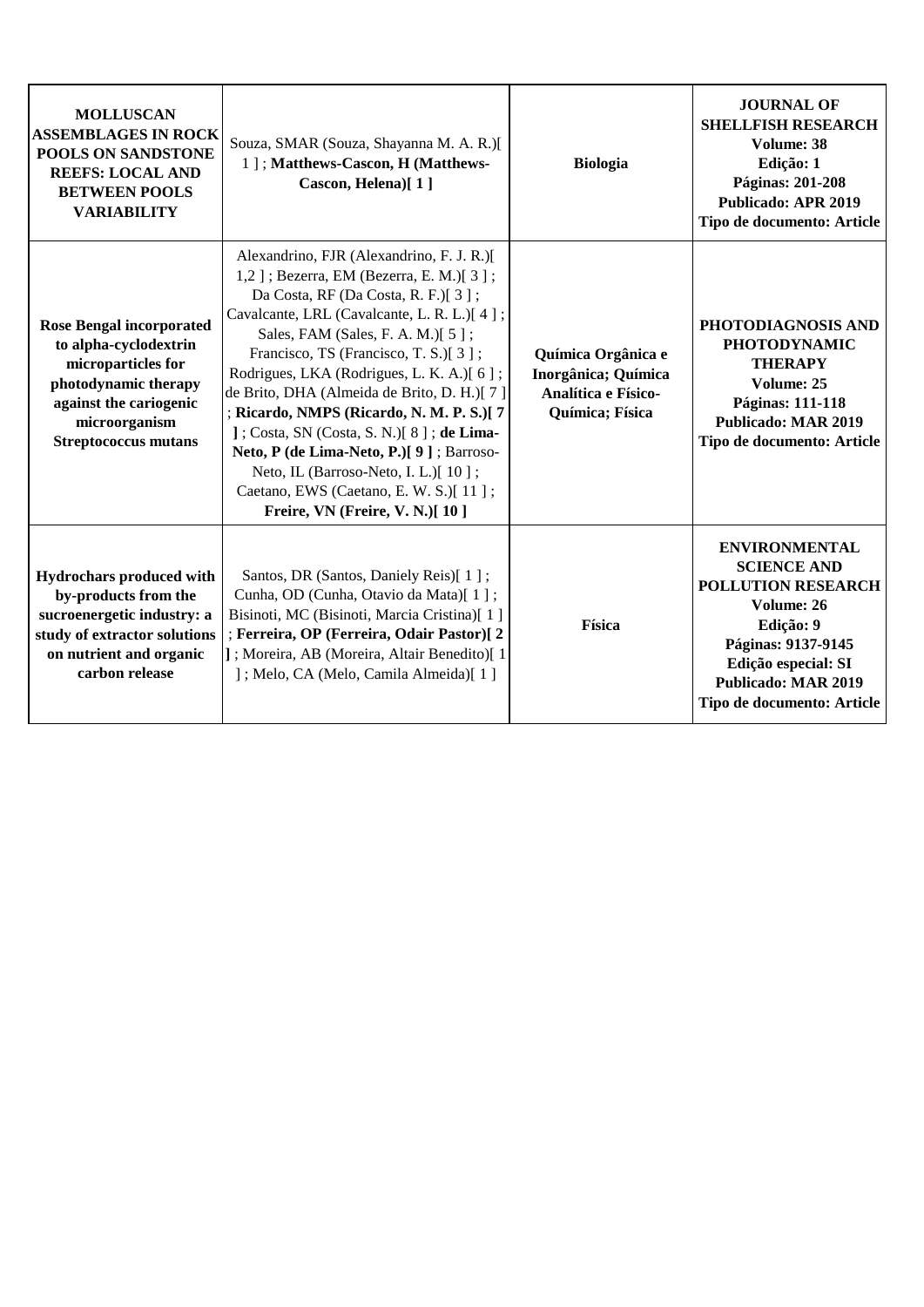| | | | |
|---|---|---|---|
| **MOLLUSCAN ASSEMBLAGES IN ROCK POOLS ON SANDSTONE REEFS: LOCAL AND BETWEEN POOLS VARIABILITY** | Souza, SMAR (Souza, Shayanna M. A. R.)[ 1 ] ; **Matthews-Cascon, H (Matthews-Cascon, Helena)[ 1 ]** | **Biologia** | **JOURNAL OF SHELLFISH RESEARCH**<br>**Volume: 38**<br>**Edição: 1**<br>**Páginas: 201-208**<br>**Publicado: APR 2019**<br>**Tipo de documento: Article** |
| **Rose Bengal incorporated to alpha-cyclodextrin microparticles for photodynamic therapy against the cariogenic microorganism Streptococcus mutans** | Alexandrino, FJR (Alexandrino, F. J. R.)[ 1,2 ] ; Bezerra, EM (Bezerra, E. M.)[ 3 ] ; Da Costa, RF (Da Costa, R. F.)[ 3 ] ; Cavalcante, LRL (Cavalcante, L. R. L.)[ 4 ] ; Sales, FAM (Sales, F. A. M.)[ 5 ] ; Francisco, TS (Francisco, T. S.)[ 3 ] ; Rodrigues, LKA (Rodrigues, L. K. A.)[ 6 ] ; de Brito, DHA (Almeida de Brito, D. H.)[ 7 ] ; **Ricardo, NMPS (Ricardo, N. M. P. S.)[ 7 ]** ; Costa, SN (Costa, S. N.)[ 8 ] ; **de Lima-Neto, P (de Lima-Neto, P.)[ 9 ]** ; Barroso-Neto, IL (Barroso-Neto, I. L.)[ 10 ] ; Caetano, EWS (Caetano, E. W. S.)[ 11 ] ; **Freire, VN (Freire, V. N.)[ 10 ]** | **Química Orgânica e Inorgânica; Química Analítica e Físico-Química; Física** | **PHOTODIAGNOSIS AND PHOTODYNAMIC THERAPY**<br>**Volume: 25**<br>**Páginas: 111-118**<br>**Publicado: MAR 2019**<br>**Tipo de documento: Article** |
| **Hydrochars produced with by-products from the sucroenergetic industry: a study of extractor solutions on nutrient and organic carbon release** | Santos, DR (Santos, Daniely Reis)[ 1 ] ; Cunha, OD (Cunha, Otavio da Mata)[ 1 ] ; Bisinoti, MC (Bisinoti, Marcia Cristina)[ 1 ] ; **Ferreira, OP (Ferreira, Odair Pastor)[ 2 ]** ; Moreira, AB (Moreira, Altair Benedito)[ 1 ] ; Melo, CA (Melo, Camila Almeida)[ 1 ] | **Física** | **ENVIRONMENTAL SCIENCE AND POLLUTION RESEARCH**<br>**Volume: 26**<br>**Edição: 9**<br>**Páginas: 9137-9145**<br>**Edição especial: SI**<br>**Publicado: MAR 2019**<br>**Tipo de documento: Article** |